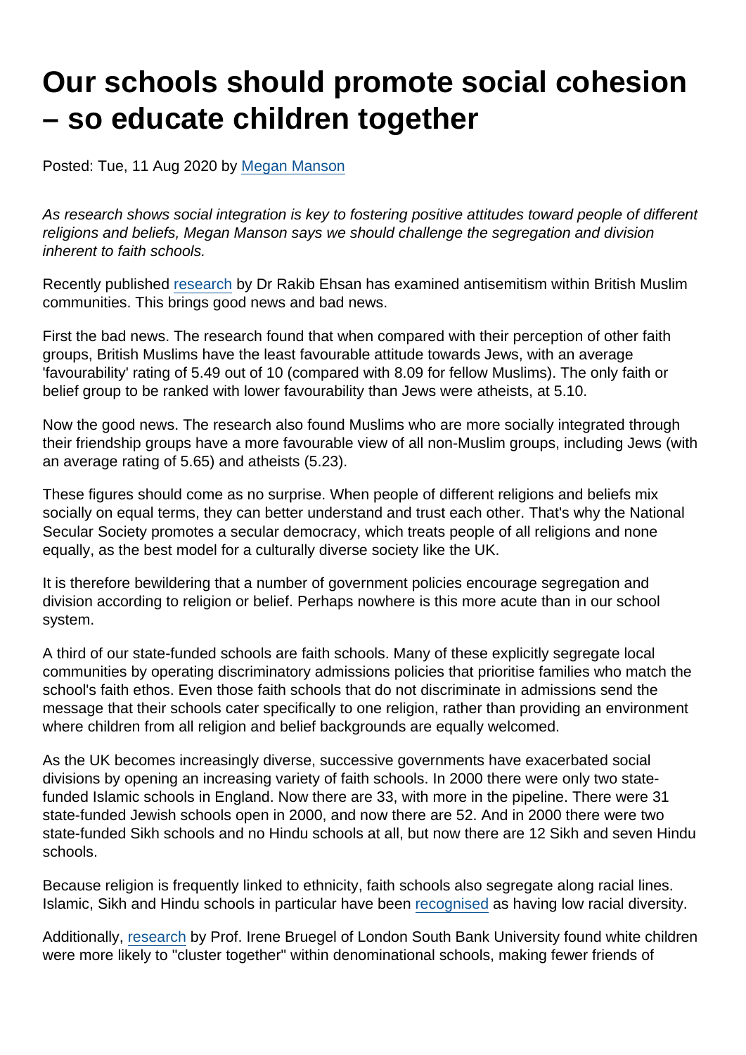# Our schools should promote social cohesion – so educate children together

Posted: Tue, 11 Aug 2020 by [Megan Manson]

*As research shows social integration is key to fostering positive attitudes toward people of different religions and beliefs, Megan Manson says we should challenge the segregation and division inherent to faith schools.*

Recently published [research] by Dr Rakib Ehsan has examined antisemitism within British Muslim communities. This brings good news and bad news.

First the bad news. The research found that when compared with their perception of other faith groups, British Muslims have the least favourable attitude towards Jews, with an average 'favourability' rating of 5.49 out of 10 (compared with 8.09 for fellow Muslims). The only faith or belief group to be ranked with lower favourability than Jews were atheists, at 5.10.

Now the good news. The research also found Muslims who are more socially integrated through their friendship groups have a more favourable view of all non-Muslim groups, including Jews (with an average rating of 5.65) and atheists (5.23).

These figures should come as no surprise. When people of different religions and beliefs mix socially on equal terms, they can better understand and trust each other. That's why the National Secular Society promotes a secular democracy, which treats people of all religions and none equally, as the best model for a culturally diverse society like the UK.

It is therefore bewildering that a number of government policies encourage segregation and division according to religion or belief. Perhaps nowhere is this more acute than in our school system.

A third of our state-funded schools are faith schools. Many of these explicitly segregate local communities by operating discriminatory admissions policies that prioritise families who match the school's faith ethos. Even those faith schools that do not discriminate in admissions send the message that their schools cater specifically to one religion, rather than providing an environment where children from all religion and belief backgrounds are equally welcomed.

As the UK becomes increasingly diverse, successive governments have exacerbated social divisions by opening an increasing variety of faith schools. In 2000 there were only two state-funded Islamic schools in England. Now there are 33, with more in the pipeline. There were 31 state-funded Jewish schools open in 2000, and now there are 52. And in 2000 there were two state-funded Sikh schools and no Hindu schools at all, but now there are 12 Sikh and seven Hindu schools.

Because religion is frequently linked to ethnicity, faith schools also segregate along racial lines. Islamic, Sikh and Hindu schools in particular have been [recognised] as having low racial diversity.

Additionally, [research] by Prof. Irene Bruegel of London South Bank University found white children were more likely to "cluster together" within denominational schools, making fewer friends of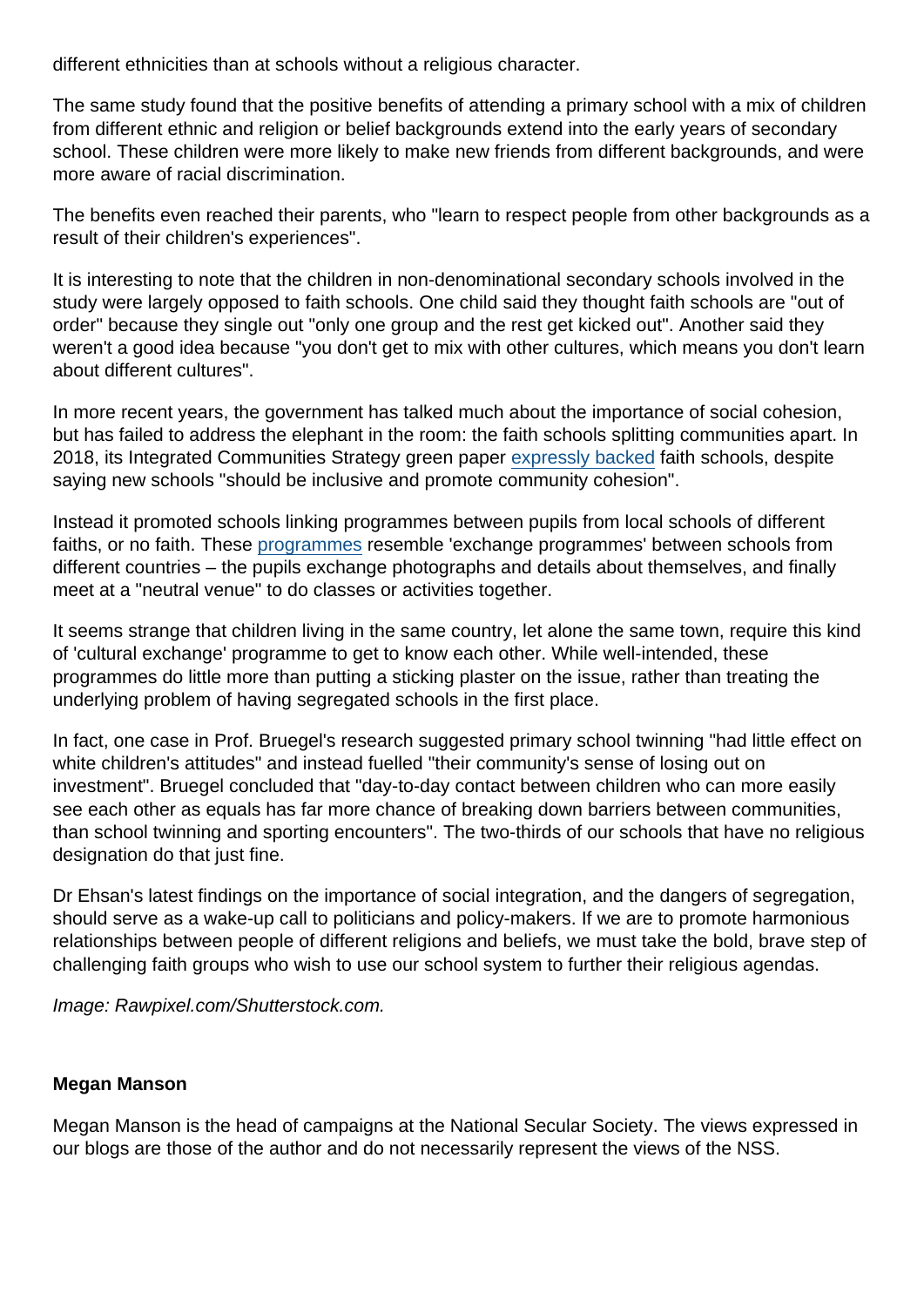different ethnicities than at schools without a religious character.

The same study found that the positive benefits of attending a primary school with a mix of children from different ethnic and religion or belief backgrounds extend into the early years of secondary school. These children were more likely to make new friends from different backgrounds, and were more aware of racial discrimination.

The benefits even reached their parents, who "learn to respect people from other backgrounds as a result of their children's experiences".

It is interesting to note that the children in non-denominational secondary schools involved in the study were largely opposed to faith schools. One child said they thought faith schools are "out of order" because they single out "only one group and the rest get kicked out". Another said they weren't a good idea because "you don't get to mix with other cultures, which means you don't learn about different cultures".

In more recent years, the government has talked much about the importance of social cohesion, but has failed to address the elephant in the room: the faith schools splitting communities apart. In 2018, its Integrated Communities Strategy green paper expressly backed faith schools, despite saying new schools "should be inclusive and promote community cohesion".

Instead it promoted schools linking programmes between pupils from local schools of different faiths, or no faith. These programmes resemble 'exchange programmes' between schools from different countries – the pupils exchange photographs and details about themselves, and finally meet at a "neutral venue" to do classes or activities together.

It seems strange that children living in the same country, let alone the same town, require this kind of 'cultural exchange' programme to get to know each other. While well-intended, these programmes do little more than putting a sticking plaster on the issue, rather than treating the underlying problem of having segregated schools in the first place.

In fact, one case in Prof. Bruegel's research suggested primary school twinning "had little effect on white children's attitudes" and instead fuelled "their community's sense of losing out on investment". Bruegel concluded that "day-to-day contact between children who can more easily see each other as equals has far more chance of breaking down barriers between communities, than school twinning and sporting encounters". The two-thirds of our schools that have no religious designation do that just fine.

Dr Ehsan's latest findings on the importance of social integration, and the dangers of segregation, should serve as a wake-up call to politicians and policy-makers. If we are to promote harmonious relationships between people of different religions and beliefs, we must take the bold, brave step of challenging faith groups who wish to use our school system to further their religious agendas.

*Image: Rawpixel.com/Shutterstock.com.*

**Megan Manson**

Megan Manson is the head of campaigns at the National Secular Society. The views expressed in our blogs are those of the author and do not necessarily represent the views of the NSS.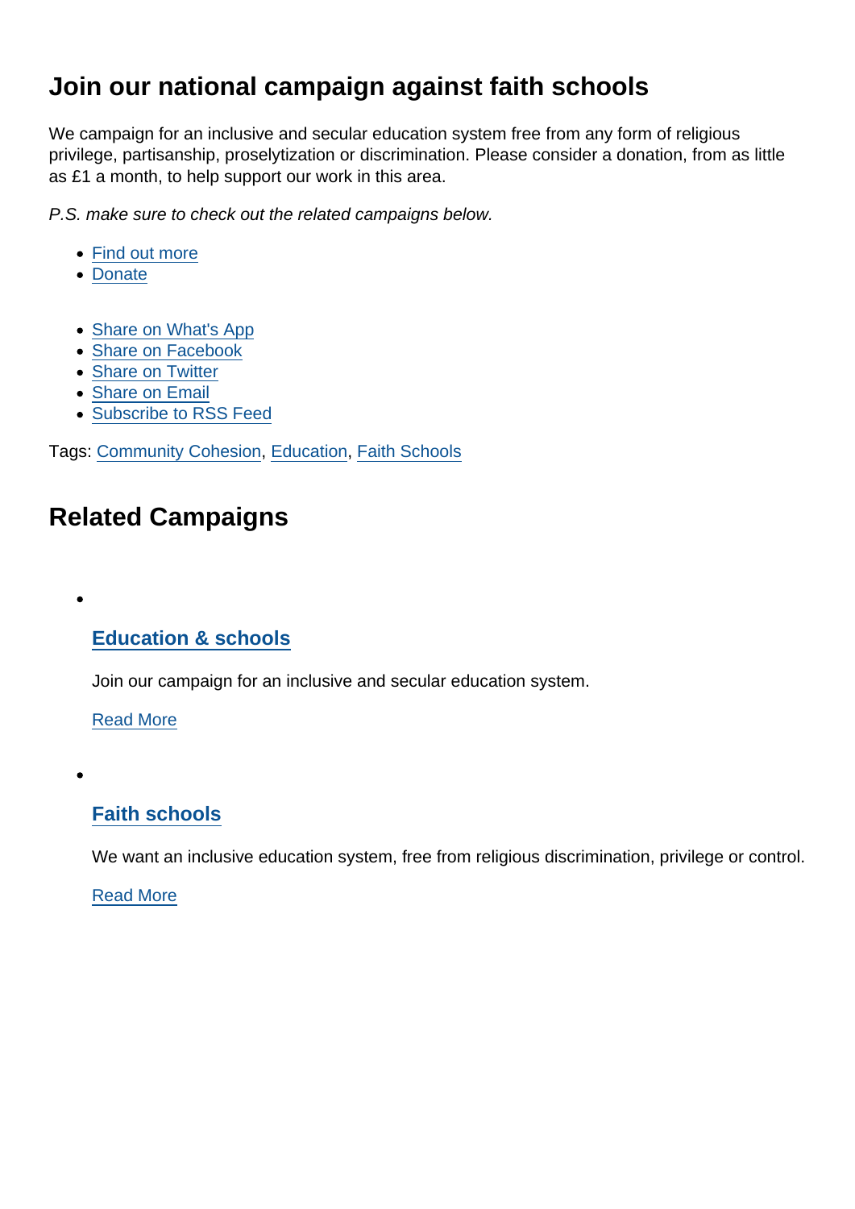## Join our national campaign against faith schools

We campaign for an inclusive and secular education system free from any form of religious privilege, partisanship, proselytization or discrimination. Please consider a donation, from as little as £1 a month, to help support our work in this area.

*P.S. make sure to check out the related campaigns below.*

- Find out more
- Donate

- Share on What's App
- Share on Facebook
- Share on Twitter
- Share on Email
- Subscribe to RSS Feed

Tags: Community Cohesion, Education, Faith Schools

## Related Campaigns

- ### Education & schools

  Join our campaign for an inclusive and secular education system.

  Read More

- ### Faith schools

  We want an inclusive education system, free from religious discrimination, privilege or control.

  Read More